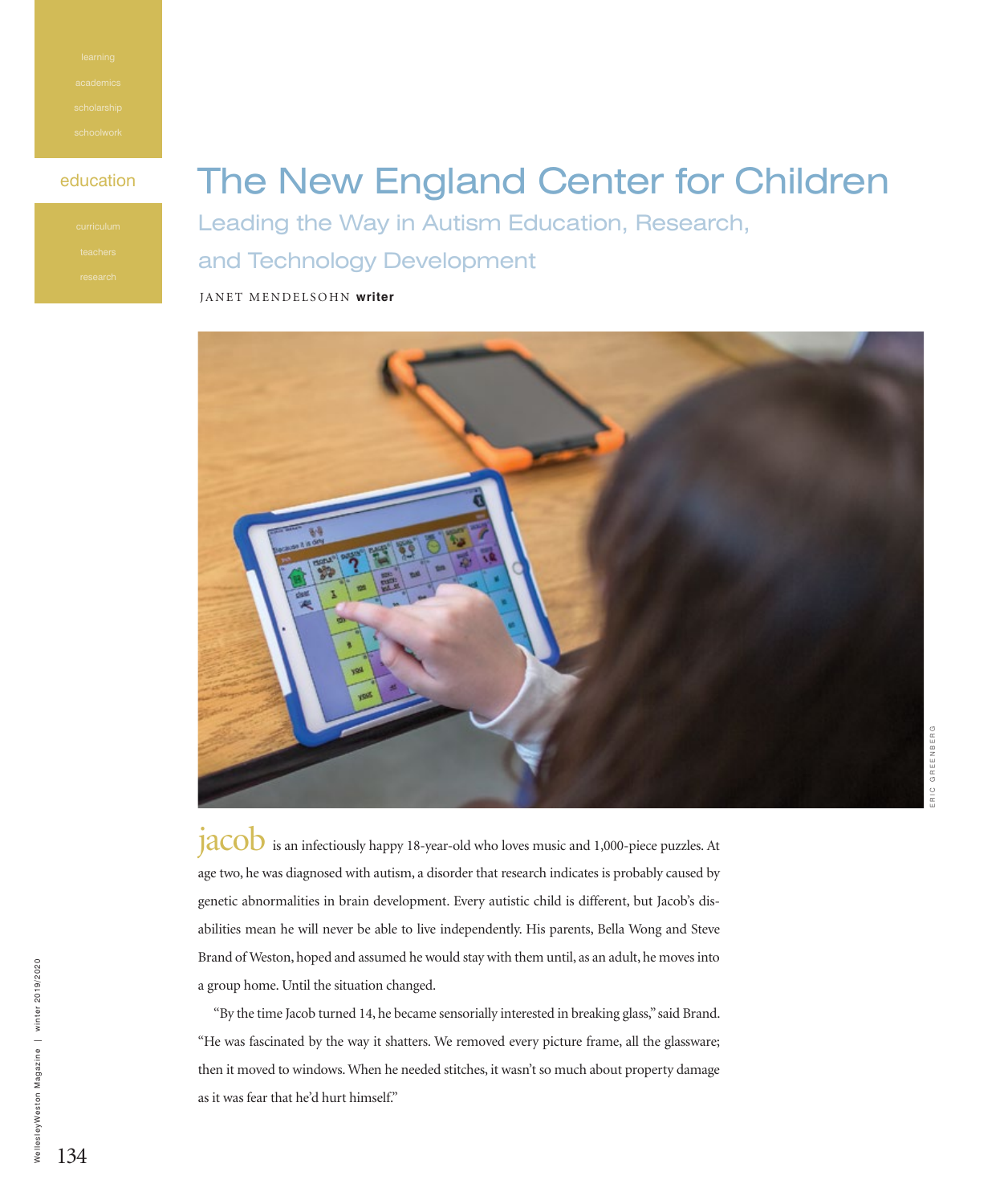education

# The New England Center for Children

## Leading the Way in Autism Education, Research, and Technology Development

JANET MENDELSOHN **writer**

ERIC GREENBERG

**jacob** is an infectiously happy 18-year-old who loves music and 1,000-piece puzzles. At age two, he was diagnosed with autism, a disorder that research indicates is probably caused by genetic abnormalities in brain development. Every autistic child is different, but Jacob's disabilities mean he will never be able to live independently. His parents, Bella Wong and Steve Brand of Weston, hoped and assumed he would stay with them until, as an adult, he moves into a group home. Until the situation changed.

"By the time Jacob turned 14, he became sensorially interested in breaking glass," said Brand. "He was fascinated by the way it shatters. We removed every picture frame, all the glassware; then it moved to windows. When he needed stitches, it wasn't so much about property damage as it was fear that he'd hurt himself."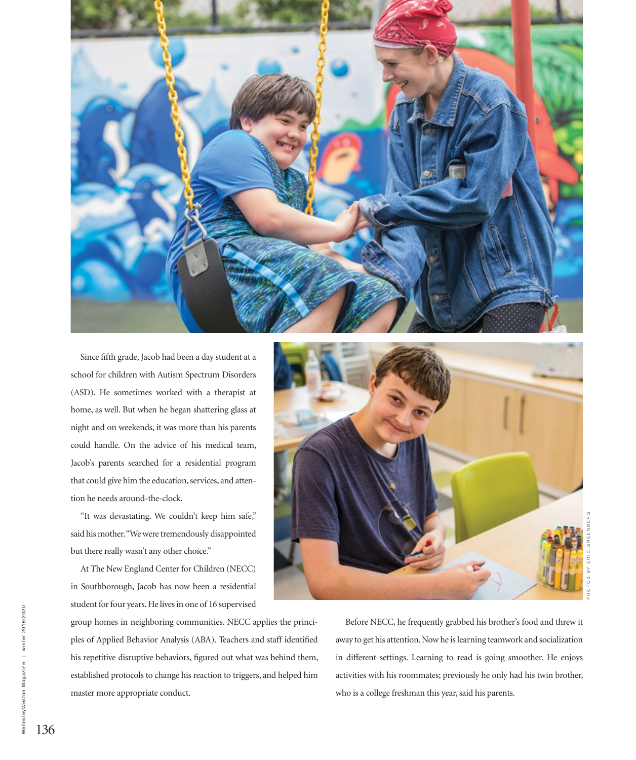Since fifth grade, Jacob had been a day student at a school for children with Autism Spectrum Disorders (ASD). He sometimes worked with a therapist at home, as well. But when he began shattering glass at night and on weekends, it was more than his parents could handle. On the advice of his medical team, Jacob's parents searched for a residential program that could give him the education, services, and attention he needs around-the-clock.

"It was devastating. We couldn't keep him safe," said his mother. "We were tremendously disappointed but there really wasn't any other choice."

At The New England Center for Children (NECC) in Southborough, Jacob has now been a residential student for four years. He lives in one of 16 supervised group homes in neighboring communities. NECC applies the principles of Applied Behavior Analysis (ABA). Teachers and staff identified his repetitive disruptive behaviors, figured out what was behind them, established protocols to change his reaction to triggers, and helped him master more appropriate conduct.

Before NECC, he frequently grabbed his brother's food and threw it away to get his attention. Now he is learning teamwork and socialization in different settings. Learning to read is going smoother. He enjoys activities with his roommates; previously he only had his twin brother, who is a college freshman this year, said his parents.

PHOTOS BY ERIC GREENBERG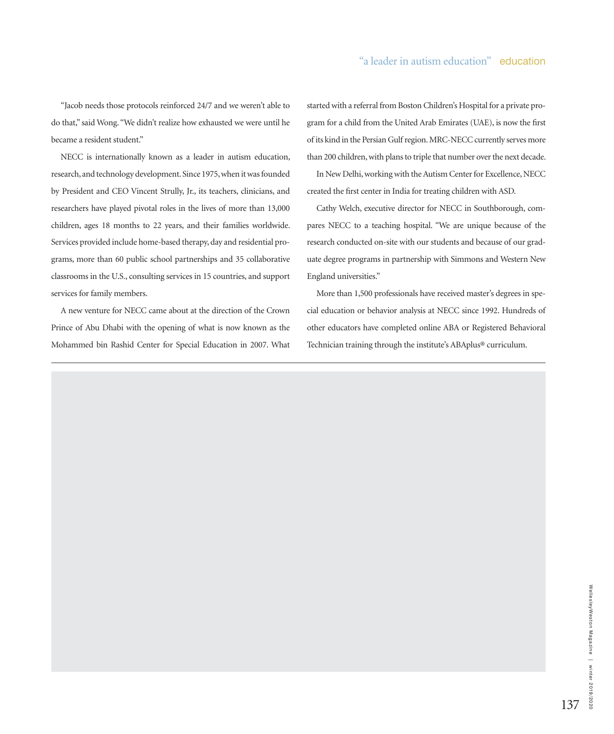"Jacob needs those protocols reinforced 24/7 and we weren't able to do that," said Wong. "We didn't realize how exhausted we were until he became a resident student."

NECC is internationally known as a leader in autism education, research, and technology development. Since 1975, when it was founded by President and CEO Vincent Strully, Jr., its teachers, clinicians, and researchers have played pivotal roles in the lives of more than 13,000 children, ages 18 months to 22 years, and their families worldwide. Services provided include home-based therapy, day and residential programs, more than 60 public school partnerships and 35 collaborative classrooms in the U.S., consulting services in 15 countries, and support services for family members.

A new venture for NECC came about at the direction of the Crown Prince of Abu Dhabi with the opening of what is now known as the Mohammed bin Rashid Center for Special Education in 2007. What started with a referral from Boston Children's Hospital for a private program for a child from the United Arab Emirates (UAE), is now the first of its kind in the Persian Gulf region. MRC-NECC currently serves more than 200 children, with plans to triple that number over the next decade.

In New Delhi, working with the Autism Center for Excellence, NECC created the first center in India for treating children with ASD.

Cathy Welch, executive director for NECC in Southborough, compares NECC to a teaching hospital. "We are unique because of the research conducted on-site with our students and because of our graduate degree programs in partnership with Simmons and Western New England universities."

More than 1,500 professionals have received master's degrees in special education or behavior analysis at NECC since 1992. Hundreds of other educators have completed online ABA or Registered Behavioral Technician training through the institute's ABAplus® curriculum.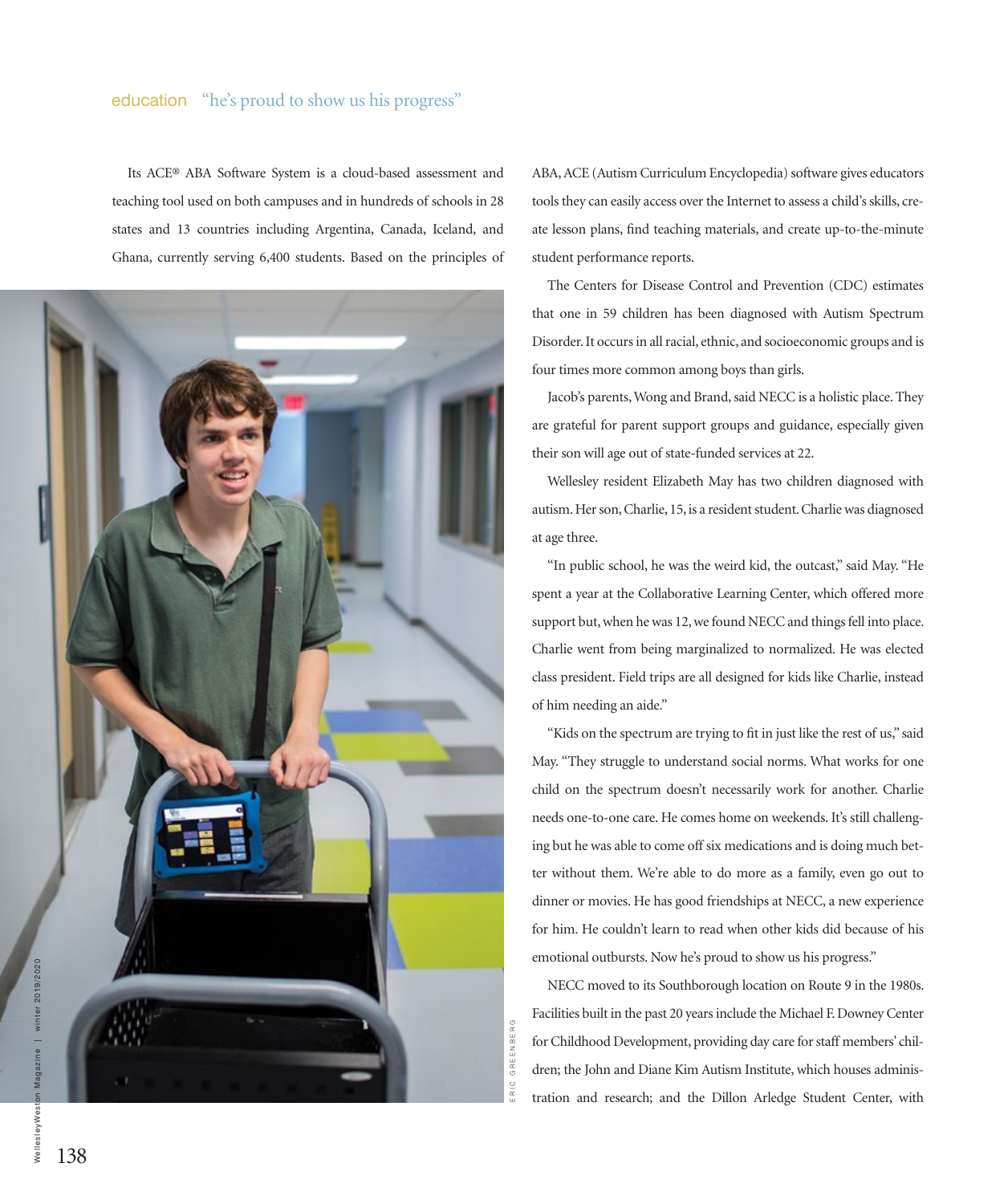Its ACE® ABA Software System is a cloud-based assessment and teaching tool used on both campuses and in hundreds of schools in 28 states and 13 countries including Argentina, Canada, Iceland, and Ghana, currently serving 6,400 students. Based on the principles of ABA, ACE (Autism Curriculum Encyclopedia) software gives educators tools they can easily access over the Internet to assess a child's skills, create lesson plans, find teaching materials, and create up-to-the-minute student performance reports.

The Centers for Disease Control and Prevention (CDC) estimates that one in 59 children has been diagnosed with Autism Spectrum Disorder. It occurs in all racial, ethnic, and socioeconomic groups and is four times more common among boys than girls.

Jacob's parents, Wong and Brand, said NECC is a holistic place. They are grateful for parent support groups and guidance, especially given their son will age out of state-funded services at 22.

Wellesley resident Elizabeth May has two children diagnosed with autism. Her son, Charlie, 15, is a resident student. Charlie was diagnosed at age three.

"In public school, he was the weird kid, the outcast," said May. "He spent a year at the Collaborative Learning Center, which offered more support but, when he was 12, we found NECC and things fell into place. Charlie went from being marginalized to normalized. He was elected class president. Field trips are all designed for kids like Charlie, instead of him needing an aide."

"Kids on the spectrum are trying to fit in just like the rest of us," said May. "They struggle to understand social norms. What works for one child on the spectrum doesn't necessarily work for another. Charlie needs one-to-one care. He comes home on weekends. It's still challenging but he was able to come off six medications and is doing much better without them. We're able to do more as a family, even go out to dinner or movies. He has good friendships at NECC, a new experience for him. He couldn't learn to read when other kids did because of his emotional outbursts. Now he's proud to show us his progress."

NECC moved to its Southborough location on Route 9 in the 1980s. Facilities built in the past 20 years include the Michael F. Downey Center for Childhood Development, providing day care for staff members' children; the John and Diane Kim Autism Institute, which houses administration and research; and the Dillon Arledge Student Center, with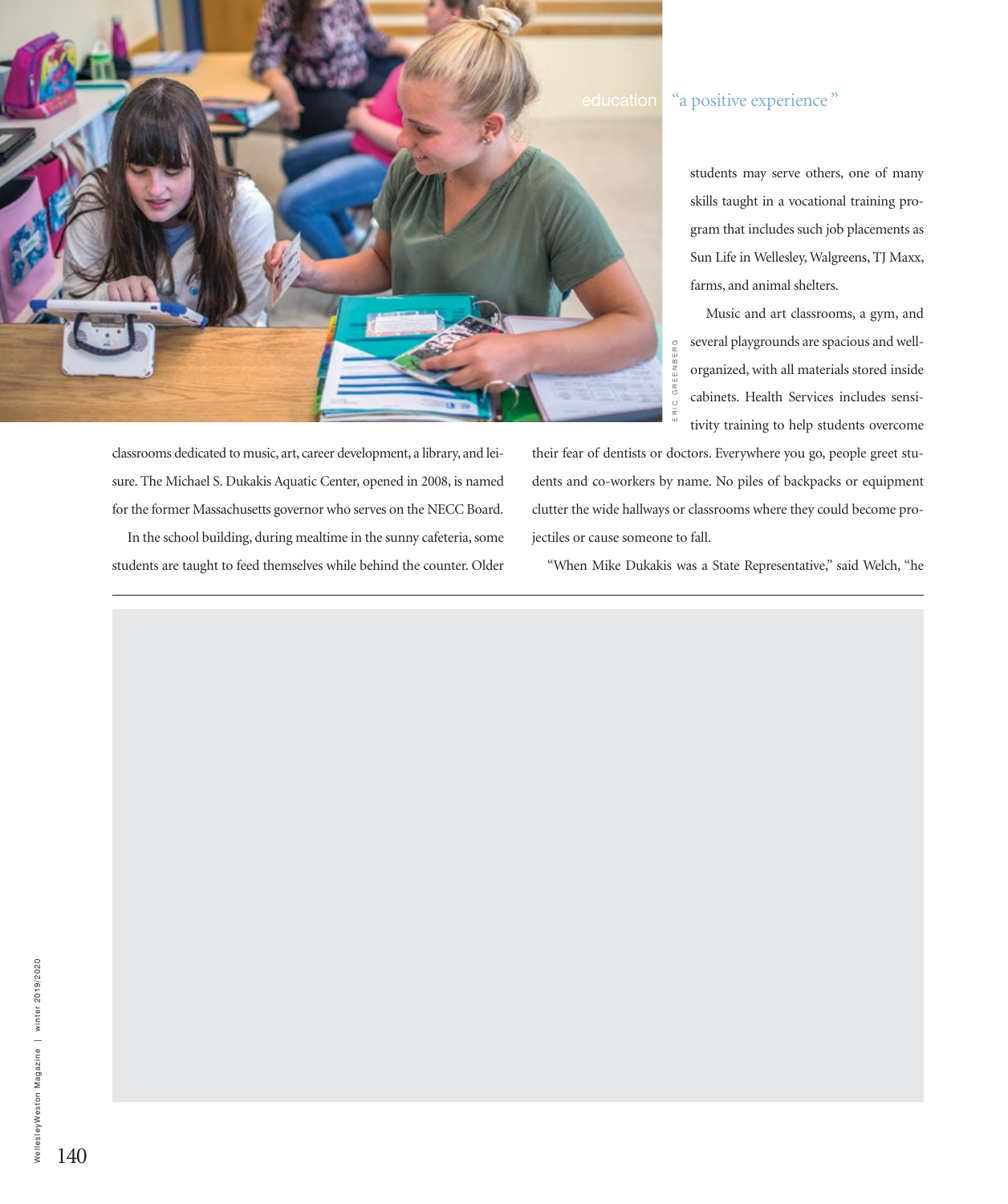classrooms dedicated to music, art, career development, a library, and leisure. The Michael S. Dukakis Aquatic Center, opened in 2008, is named for the former Massachusetts governor who serves on the NECC Board.

In the school building, during mealtime in the sunny cafeteria, some students are taught to feed themselves while behind the counter. Older students may serve others, one of many skills taught in a vocational training program that includes such job placements as Sun Life in Wellesley, Walgreens, TJ Maxx, farms, and animal shelters.

Music and art classrooms, a gym, and several playgrounds are spacious and well-organized, with all materials stored inside cabinets. Health Services includes sensitivity training to help students overcome their fear of dentists or doctors. Everywhere you go, people greet students and co-workers by name. No piles of backpacks or equipment clutter the wide hallways or classrooms where they could become projectiles or cause someone to fall.

"When Mike Dukakis was a State Representative," said Welch, "he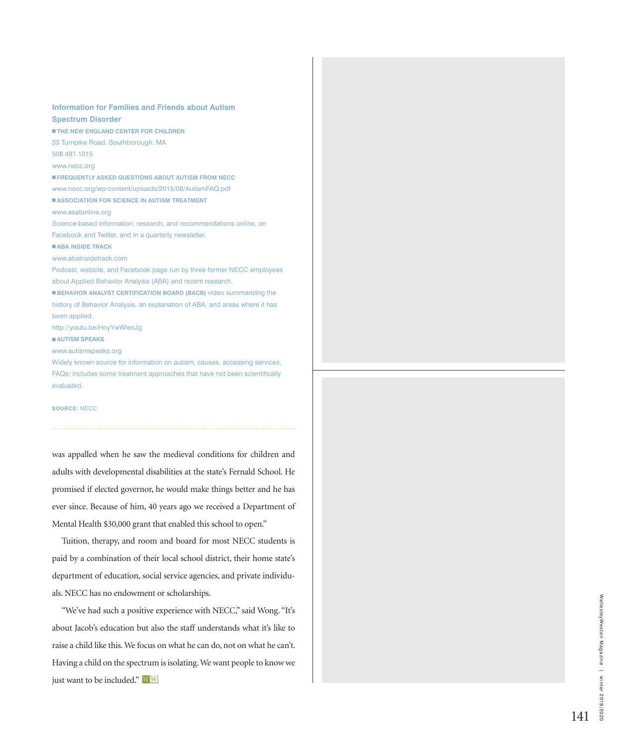### Information for Families and Friends about Autism Spectrum Disorder

**THE NEW ENGLAND CENTER FOR CHILDREN**
33 Turnpike Road, Southborough, MA
508.481.1015
www.necc.org

**FREQUENTLY ASKED QUESTIONS ABOUT AUTISM FROM NECC**
www.necc.org/wp-content/uploads/2015/08/AutismFAQ.pdf

**ASSOCIATION FOR SCIENCE IN AUTISM TREATMENT**
www.asatonline.org
Science-based information, research, and recommendations online, on Facebook and Twitter, and in a quarterly newsletter.

**ABA INSIDE TRACK**
www.abainsidetrack.com
Podcast, website, and Facebook page run by three former NECC employees about Applied Behavior Analysis (ABA) and recent research.

**BEHAVIOR ANALYST CERTIFICATION BOARD (BACB)** video summarizing the history of Behavior Analysis, an explanation of ABA, and areas where it has been applied.
http://youtu.be/HnyYwWlenJg

**AUTISM SPEAKS**
www.autismspeaks.org
Widely known source for information on autism, causes, accessing services, FAQs; includes some treatment approaches that have not been scientifically evaluated.

**SOURCE:** NECC

was appalled when he saw the medieval conditions for children and adults with developmental disabilities at the state's Fernald School. He promised if elected governor, he would make things better and he has ever since. Because of him, 40 years ago we received a Department of Mental Health $30,000 grant that enabled this school to open."

Tuition, therapy, and room and board for most NECC students is paid by a combination of their local school district, their home state's department of education, social service agencies, and private individuals. NECC has no endowment or scholarships.

"We've had such a positive experience with NECC," said Wong. "It's about Jacob's education but also the staff understands what it's like to raise a child like this. We focus on what he can do, not on what he can't. Having a child on the spectrum is isolating. We want people to know we just want to be included."